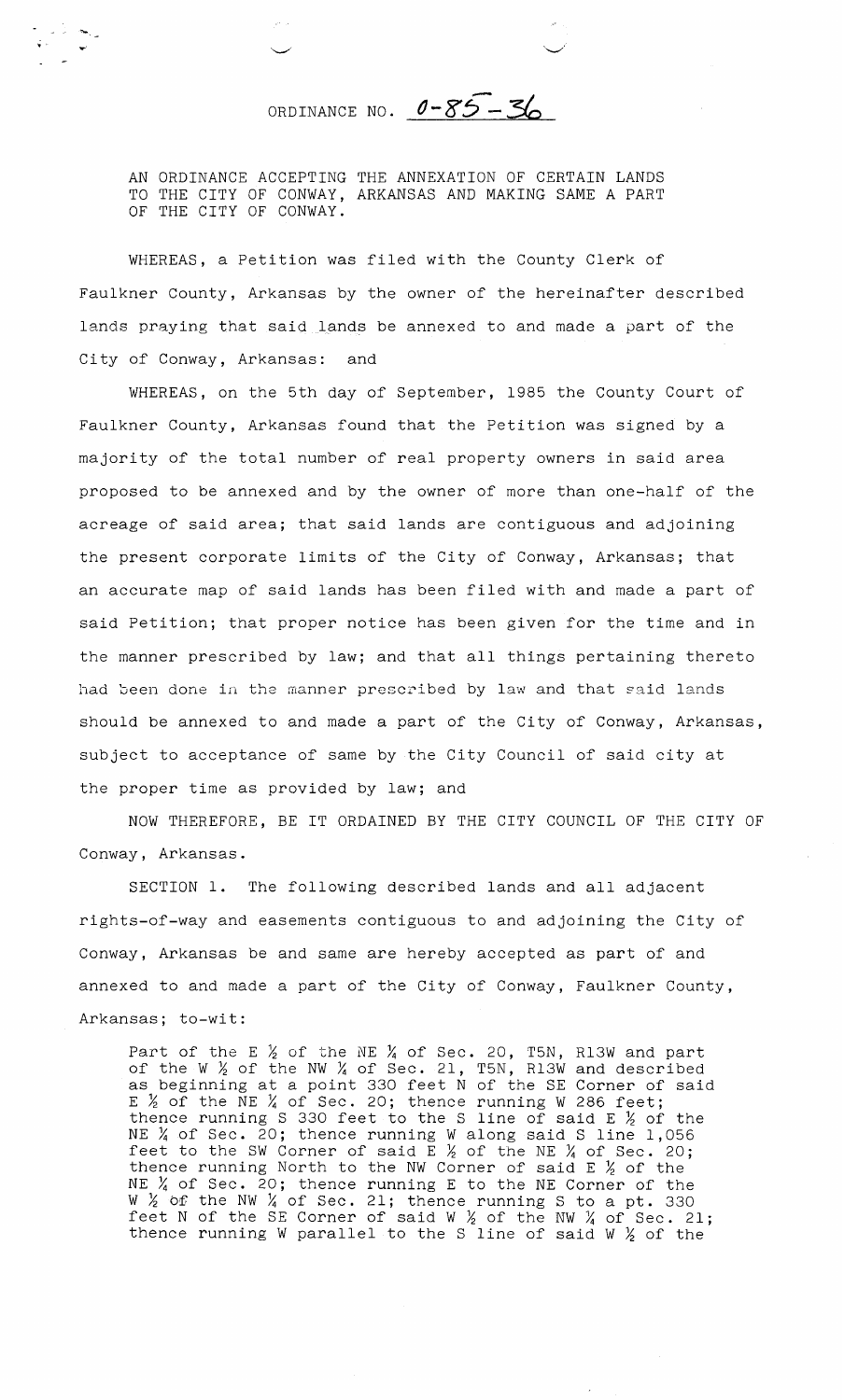# ORDINANCE NO. 0-85-36

AN ORDINANCE ACCEPTING THE ANNEXATION OF CERTAIN LANDS TO THE CITY OF CONWAY, ARKANSAS AND MAKING SAME A PART OF THE CITY OF CONWAY.

WHEREAS, a Petition was filed with the County Clerk of Faulkner County, Arkansas by the owner of the hereinafter described lands praying that said lands be annexed to and made a part of the City of Conway, Arkansas: and

WHEREAS, on the 5th day of September, 1985 the County Court of Faulkner County, Arkansas found that the Petition was signed by a majority of the total number of real property owners in said area proposed to be annexed and by the owner of more than one-half of the acreage of said area; that said lands are contiguous and adjoining the present corporate limits of the City of Conway, Arkansas; that an accurate map of said lands has been filed with and made a part of said Petition; that proper notice has been given for the time and in the manner prescribed by law; and that all things pertaining thereto had been done in the manner prescribed by law and that said lands should be annexed to and made a part of the City of Conway, Arkansas, subject to acceptance of same by the City Council of said city at the proper time as provided by law; and

NOW THEREFORE, BE IT ORDAINED BY THE CITY COUNCIL OF THE CITY OF Conway, Arkansas.

SECTION 1. The following described lands and all adjacent rights-of-way and easements contiguous to and adjoining the City of Conway, Arkansas be and same are hereby accepted as part of and annexed to and made a part of the City of Conway, Faulkner County, Arkansas; to-wit:

> Part of the E ½ of the NE ¼ of Sec. 20, T5N, R13W and part of the W ½ of the NW ¼ of Sec. 21, T5N, R13W and described as beginning at a point 330 feet N of the SE Corner of said E ½ of the NE ¼ of Sec. 20; thence running W 286 feet; thence running S 330 feet to the S line of said E ½ of the NE ¼ of Sec. 20; thence running W along said S line 1,056 feet to the SW Corner of said E ½ of the NE ¼ of Sec. 20; thence running North to the NW Corner of said E ½ of the NE ¼ of Sec. 20; thence running E to the NE Corner of the W ½ of the NW ¼ of Sec. 21; thence running S to a pt. 330 feet N of the SE Corner of said W ½ of the NW ¼ of Sec. 21; thence running W parallel to the S line of said W ½ of the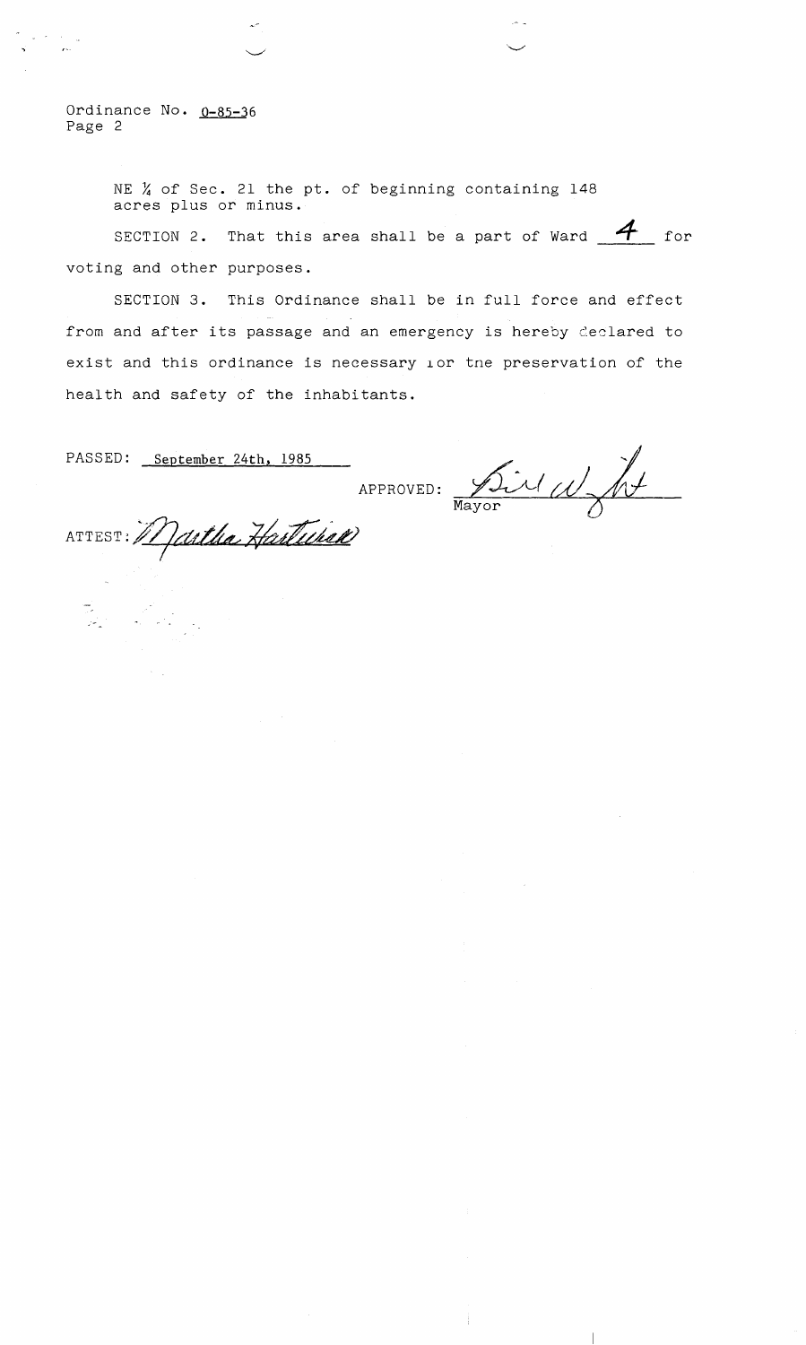Ordinance No. 0-85-36
Page 2

NE ¼ of Sec. 21 the pt. of beginning containing 148 acres plus or minus.

SECTION 2. That this area shall be a part of Ward 4 for voting and other purposes.

SECTION 3. This Ordinance shall be in full force and effect from and after its passage and an emergency is hereby declared to exist and this ordinance is necessary for the preservation of the health and safety of the inhabitants.

PASSED: September 24th, 1985

APPROVED: Bill W. [signature]
Mayor

ATTEST: Martha Hartwell